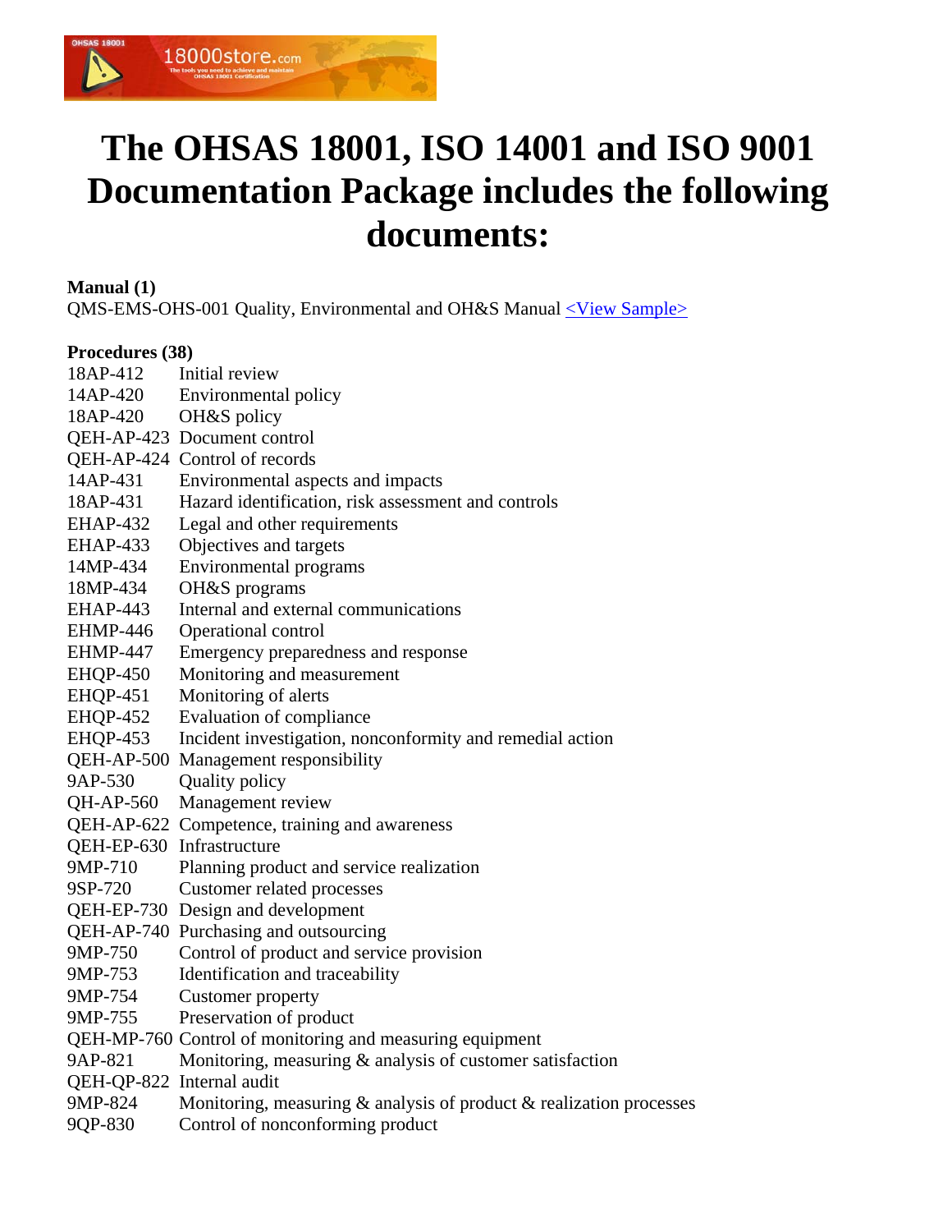# The OHSAS 18001, ISO 14001 and ISO 9001 Documentation Package includes the following documents:

**Manual (1)**

QMS-EMS-OHS-001 Quality, Environmental and OH&S Manual <View Sample>

**Procedures (38)**

| | |
|---|---|
| 18AP-412 | Initial review |
| 14AP-420 | Environmental policy |
| 18AP-420 | OH&S policy |
| QEH-AP-423 | Document control |
| QEH-AP-424 | Control of records |
| 14AP-431 | Environmental aspects and impacts |
| 18AP-431 | Hazard identification, risk assessment and controls |
| EHAP-432 | Legal and other requirements |
| EHAP-433 | Objectives and targets |
| 14MP-434 | Environmental programs |
| 18MP-434 | OH&S programs |
| EHAP-443 | Internal and external communications |
| EHMP-446 | Operational control |
| EHMP-447 | Emergency preparedness and response |
| EHQP-450 | Monitoring and measurement |
| EHQP-451 | Monitoring of alerts |
| EHQP-452 | Evaluation of compliance |
| EHQP-453 | Incident investigation, nonconformity and remedial action |
| QEH-AP-500 | Management responsibility |
| 9AP-530 | Quality policy |
| QH-AP-560 | Management review |
| QEH-AP-622 | Competence, training and awareness |
| QEH-EP-630 | Infrastructure |
| 9MP-710 | Planning product and service realization |
| 9SP-720 | Customer related processes |
| QEH-EP-730 | Design and development |
| QEH-AP-740 | Purchasing and outsourcing |
| 9MP-750 | Control of product and service provision |
| 9MP-753 | Identification and traceability |
| 9MP-754 | Customer property |
| 9MP-755 | Preservation of product |
| QEH-MP-760 | Control of monitoring and measuring equipment |
| 9AP-821 | Monitoring, measuring & analysis of customer satisfaction |
| QEH-QP-822 | Internal audit |
| 9MP-824 | Monitoring, measuring & analysis of product & realization processes |
| 9QP-830 | Control of nonconforming product |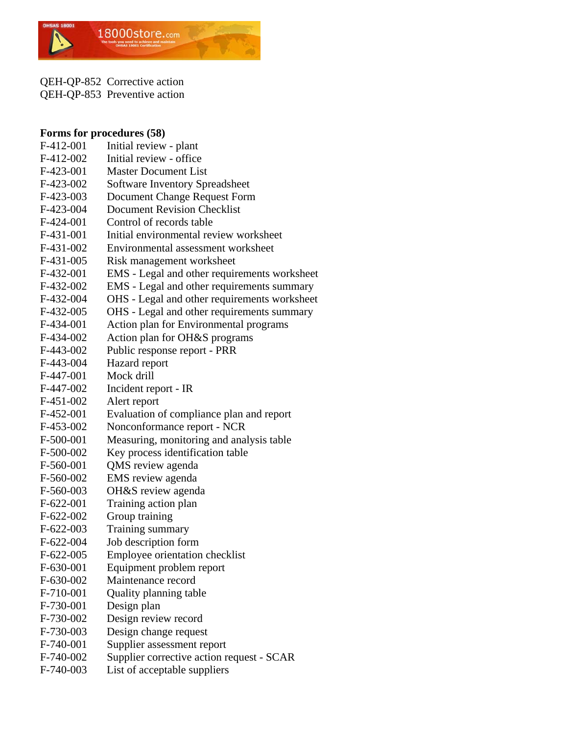QEH-QP-852 Corrective action
QEH-QP-853 Preventive action

**Forms for procedures (58)**

| | |
|---|---|
| F-412-001 | Initial review - plant |
| F-412-002 | Initial review - office |
| F-423-001 | Master Document List |
| F-423-002 | Software Inventory Spreadsheet |
| F-423-003 | Document Change Request Form |
| F-423-004 | Document Revision Checklist |
| F-424-001 | Control of records table |
| F-431-001 | Initial environmental review worksheet |
| F-431-002 | Environmental assessment worksheet |
| F-431-005 | Risk management worksheet |
| F-432-001 | EMS - Legal and other requirements worksheet |
| F-432-002 | EMS - Legal and other requirements summary |
| F-432-004 | OHS - Legal and other requirements worksheet |
| F-432-005 | OHS - Legal and other requirements summary |
| F-434-001 | Action plan for Environmental programs |
| F-434-002 | Action plan for OH&S programs |
| F-443-002 | Public response report - PRR |
| F-443-004 | Hazard report |
| F-447-001 | Mock drill |
| F-447-002 | Incident report - IR |
| F-451-002 | Alert report |
| F-452-001 | Evaluation of compliance plan and report |
| F-453-002 | Nonconformance report - NCR |
| F-500-001 | Measuring, monitoring and analysis table |
| F-500-002 | Key process identification table |
| F-560-001 | QMS review agenda |
| F-560-002 | EMS review agenda |
| F-560-003 | OH&S review agenda |
| F-622-001 | Training action plan |
| F-622-002 | Group training |
| F-622-003 | Training summary |
| F-622-004 | Job description form |
| F-622-005 | Employee orientation checklist |
| F-630-001 | Equipment problem report |
| F-630-002 | Maintenance record |
| F-710-001 | Quality planning table |
| F-730-001 | Design plan |
| F-730-002 | Design review record |
| F-730-003 | Design change request |
| F-740-001 | Supplier assessment report |
| F-740-002 | Supplier corrective action request - SCAR |
| F-740-003 | List of acceptable suppliers |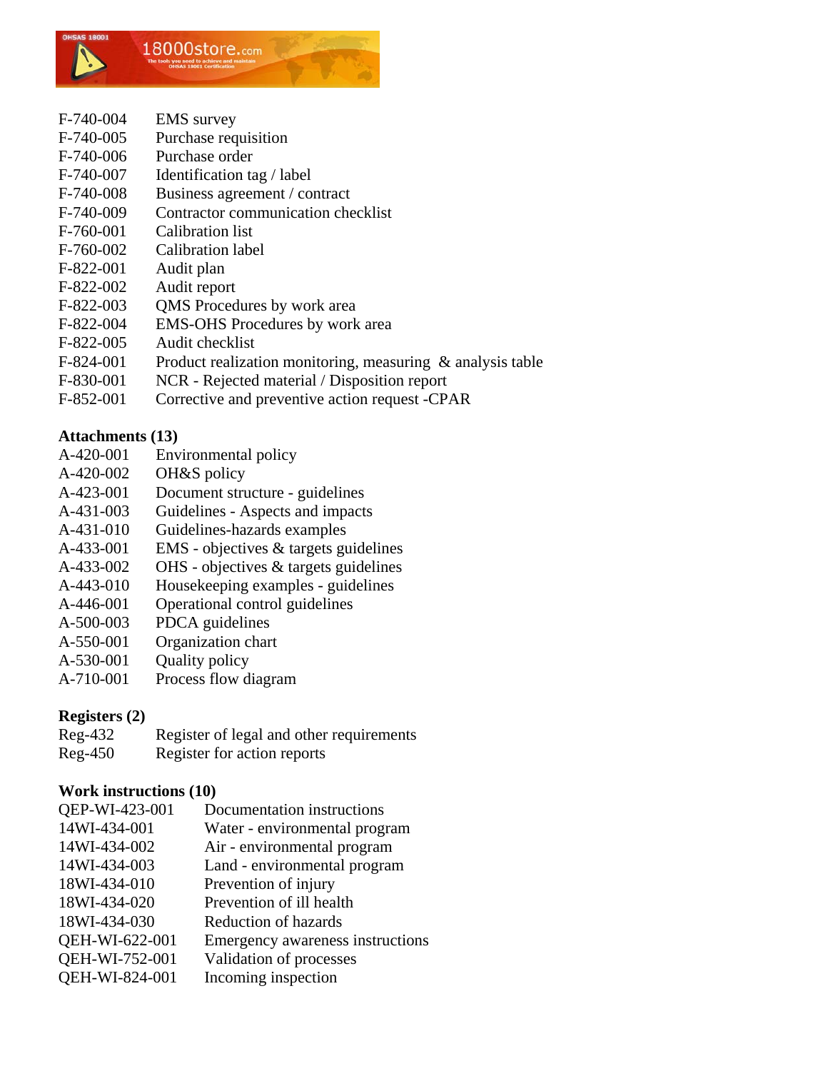| | |
|---|---|
| F-740-004 | EMS survey |
| F-740-005 | Purchase requisition |
| F-740-006 | Purchase order |
| F-740-007 | Identification tag / label |
| F-740-008 | Business agreement / contract |
| F-740-009 | Contractor communication checklist |
| F-760-001 | Calibration list |
| F-760-002 | Calibration label |
| F-822-001 | Audit plan |
| F-822-002 | Audit report |
| F-822-003 | QMS Procedures by work area |
| F-822-004 | EMS-OHS Procedures by work area |
| F-822-005 | Audit checklist |
| F-824-001 | Product realization monitoring, measuring & analysis table |
| F-830-001 | NCR - Rejected material / Disposition report |
| F-852-001 | Corrective and preventive action request -CPAR |

**Attachments (13)**

| | |
|---|---|
| A-420-001 | Environmental policy |
| A-420-002 | OH&S policy |
| A-423-001 | Document structure - guidelines |
| A-431-003 | Guidelines - Aspects and impacts |
| A-431-010 | Guidelines-hazards examples |
| A-433-001 | EMS - objectives & targets guidelines |
| A-433-002 | OHS - objectives & targets guidelines |
| A-443-010 | Housekeeping examples - guidelines |
| A-446-001 | Operational control guidelines |
| A-500-003 | PDCA guidelines |
| A-550-001 | Organization chart |
| A-530-001 | Quality policy |
| A-710-001 | Process flow diagram |

**Registers (2)**

| | |
|---|---|
| Reg-432 | Register of legal and other requirements |
| Reg-450 | Register for action reports |

**Work instructions (10)**

| | |
|---|---|
| QEP-WI-423-001 | Documentation instructions |
| 14WI-434-001 | Water - environmental program |
| 14WI-434-002 | Air - environmental program |
| 14WI-434-003 | Land - environmental program |
| 18WI-434-010 | Prevention of injury |
| 18WI-434-020 | Prevention of ill health |
| 18WI-434-030 | Reduction of hazards |
| QEH-WI-622-001 | Emergency awareness instructions |
| QEH-WI-752-001 | Validation of processes |
| QEH-WI-824-001 | Incoming inspection |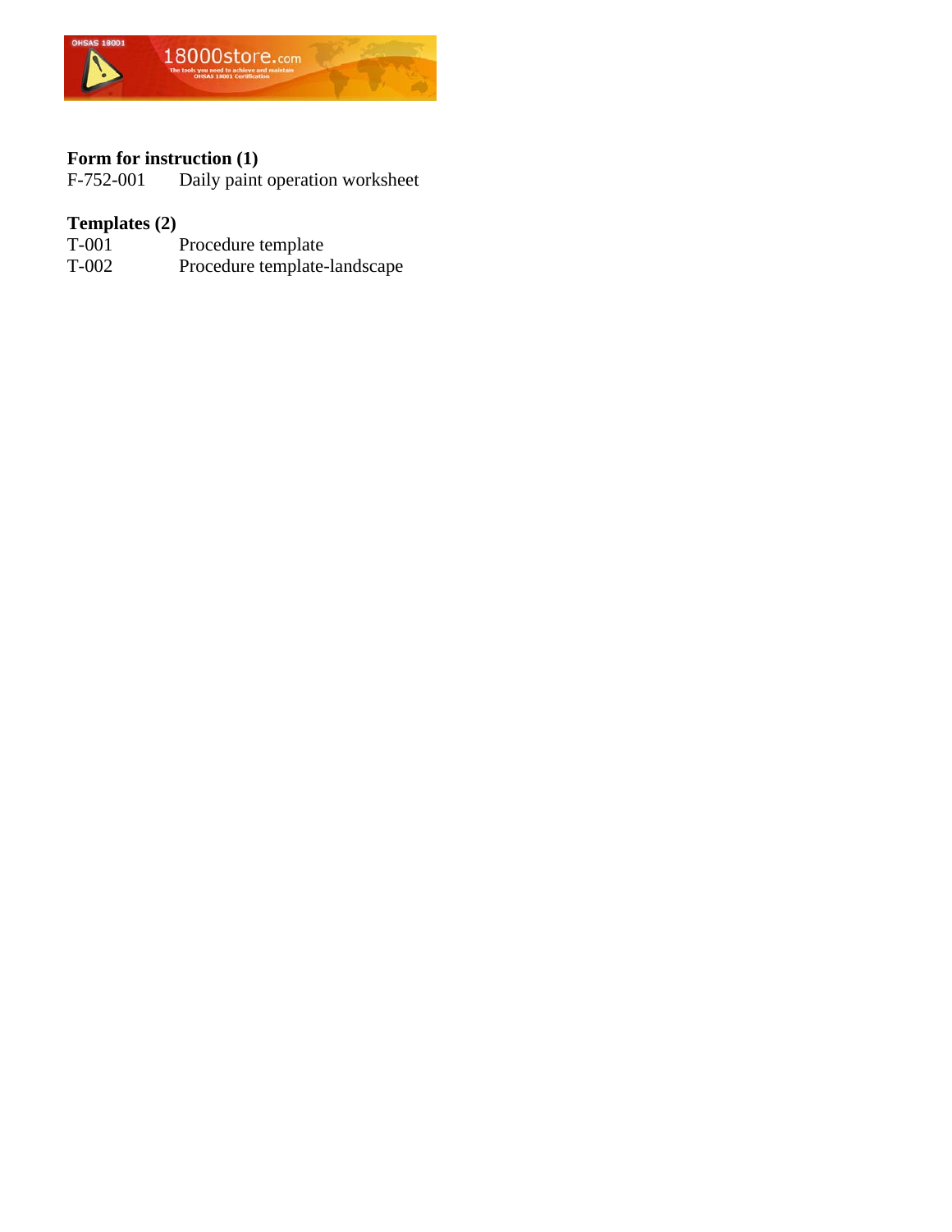**Form for instruction (1)**

F-752-001 Daily paint operation worksheet

**Templates (2)**

T-001 Procedure template

T-002 Procedure template-landscape